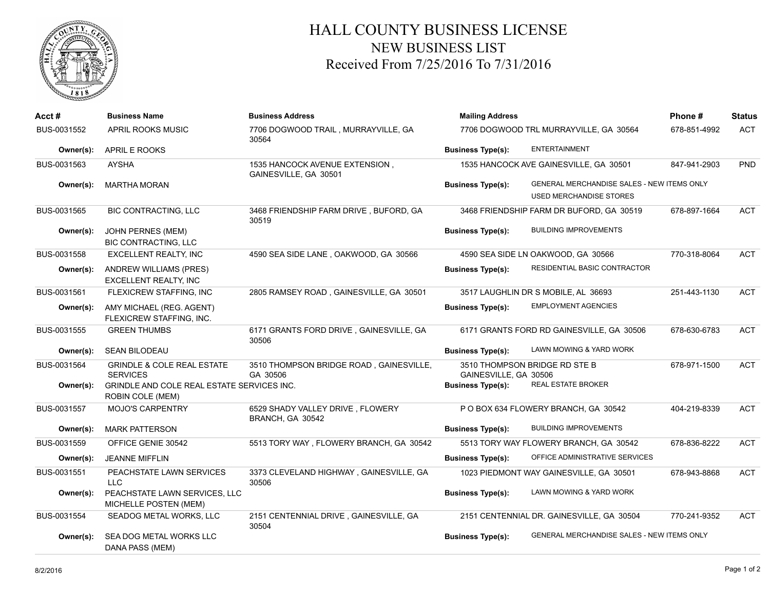# HALL COUNTY BUSINESS LICENSE

## NEW BUSINESS LIST

### Received From 7/25/2016 To 7/31/2016

| Acct # | Business Name | Business Address | Mailing Address | Phone # | Status |
|---|---|---|---|---|---|
| BUS-0031552 | APRIL ROOKS MUSIC | 7706 DOGWOOD TRAIL , MURRAYVILLE, GA 30564 | 7706 DOGWOOD TRL MURRAYVILLE, GA 30564 | 678-851-4992 | ACT |
| Owner(s): | APRIL E ROOKS | | Business Type(s): ENTERTAINMENT | | |
| BUS-0031563 | AYSHA | 1535 HANCOCK AVENUE EXTENSION , GAINESVILLE, GA 30501 | 1535 HANCOCK AVE GAINESVILLE, GA 30501 | 847-941-2903 | PND |
| Owner(s): | MARTHA MORAN | | Business Type(s): GENERAL MERCHANDISE SALES - NEW ITEMS ONLY; USED MERCHANDISE STORES | | |
| BUS-0031565 | BIC CONTRACTING, LLC | 3468 FRIENDSHIP FARM DRIVE , BUFORD, GA 30519 | 3468 FRIENDSHIP FARM DR BUFORD, GA 30519 | 678-897-1664 | ACT |
| Owner(s): | JOHN PERNES (MEM); BIC CONTRACTING, LLC | | Business Type(s): BUILDING IMPROVEMENTS | | |
| BUS-0031558 | EXCELLENT REALTY, INC | 4590 SEA SIDE LANE , OAKWOOD, GA 30566 | 4590 SEA SIDE LN OAKWOOD, GA 30566 | 770-318-8064 | ACT |
| Owner(s): | ANDREW WILLIAMS (PRES); EXCELLENT REALTY, INC | | Business Type(s): RESIDENTIAL BASIC CONTRACTOR | | |
| BUS-0031561 | FLEXICREW STAFFING, INC | 2805 RAMSEY ROAD , GAINESVILLE, GA 30501 | 3517 LAUGHLIN DR S MOBILE, AL 36693 | 251-443-1130 | ACT |
| Owner(s): | AMY MICHAEL (REG. AGENT); FLEXICREW STAFFING, INC. | | Business Type(s): EMPLOYMENT AGENCIES | | |
| BUS-0031555 | GREEN THUMBS | 6171 GRANTS FORD DRIVE , GAINESVILLE, GA 30506 | 6171 GRANTS FORD RD GAINESVILLE, GA 30506 | 678-630-6783 | ACT |
| Owner(s): | SEAN BILODEAU | | Business Type(s): LAWN MOWING & YARD WORK | | |
| BUS-0031564 | GRINDLE & COLE REAL ESTATE SERVICES | 3510 THOMPSON BRIDGE ROAD , GAINESVILLE, GA 30506 | 3510 THOMPSON BRIDGE RD STE B GAINESVILLE, GA 30506 | 678-971-1500 | ACT |
| Owner(s): | GRINDLE AND COLE REAL ESTATE SERVICES INC.; ROBIN COLE (MEM) | | Business Type(s): REAL ESTATE BROKER | | |
| BUS-0031557 | MOJO'S CARPENTRY | 6529 SHADY VALLEY DRIVE , FLOWERY BRANCH, GA 30542 | P O BOX 634 FLOWERY BRANCH, GA 30542 | 404-219-8339 | ACT |
| Owner(s): | MARK PATTERSON | | Business Type(s): BUILDING IMPROVEMENTS | | |
| BUS-0031559 | OFFICE GENIE 30542 | 5513 TORY WAY , FLOWERY BRANCH, GA 30542 | 5513 TORY WAY FLOWERY BRANCH, GA 30542 | 678-836-8222 | ACT |
| Owner(s): | JEANNE MIFFLIN | | Business Type(s): OFFICE ADMINISTRATIVE SERVICES | | |
| BUS-0031551 | PEACHSTATE LAWN SERVICES LLC | 3373 CLEVELAND HIGHWAY , GAINESVILLE, GA 30506 | 1023 PIEDMONT WAY GAINESVILLE, GA 30501 | 678-943-8868 | ACT |
| Owner(s): | PEACHSTATE LAWN SERVICES, LLC; MICHELLE POSTEN (MEM) | | Business Type(s): LAWN MOWING & YARD WORK | | |
| BUS-0031554 | SEADOG METAL WORKS, LLC | 2151 CENTENNIAL DRIVE , GAINESVILLE, GA 30504 | 2151 CENTENNIAL DR. GAINESVILLE, GA 30504 | 770-241-9352 | ACT |
| Owner(s): | SEA DOG METAL WORKS LLC; DANA PASS (MEM) | | Business Type(s): GENERAL MERCHANDISE SALES - NEW ITEMS ONLY | | |

8/2/2016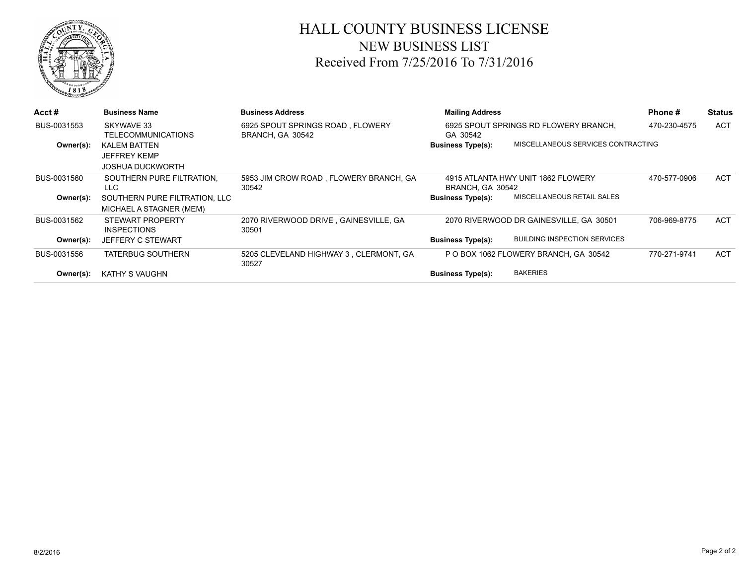# HALL COUNTY BUSINESS LICENSE
## NEW BUSINESS LIST
## Received From 7/25/2016 To 7/31/2016

| Acct # | Business Name | Business Address | Mailing Address | | Phone # | Status |
|---|---|---|---|---|---|---|
| BUS-0031553 | SKYWAVE 33 TELECOMMUNICATIONS | 6925 SPOUT SPRINGS ROAD , FLOWERY BRANCH, GA 30542 | 6925 SPOUT SPRINGS RD FLOWERY BRANCH, GA 30542 | | 470-230-4575 | ACT |
| Owner(s): | KALEM BATTEN<br>JEFFREY KEMP<br>JOSHUA DUCKWORTH | | Business Type(s): | MISCELLANEOUS SERVICES CONTRACTING | | |
| BUS-0031560 | SOUTHERN PURE FILTRATION, LLC | 5953 JIM CROW ROAD , FLOWERY BRANCH, GA 30542 | 4915 ATLANTA HWY UNIT 1862 FLOWERY BRANCH, GA 30542 | | 470-577-0906 | ACT |
| Owner(s): | SOUTHERN PURE FILTRATION, LLC<br>MICHAEL A STAGNER (MEM) | | Business Type(s): | MISCELLANEOUS RETAIL SALES | | |
| BUS-0031562 | STEWART PROPERTY INSPECTIONS | 2070 RIVERWOOD DRIVE , GAINESVILLE, GA 30501 | 2070 RIVERWOOD DR GAINESVILLE, GA 30501 | | 706-969-8775 | ACT |
| Owner(s): | JEFFERY C STEWART | | Business Type(s): | BUILDING INSPECTION SERVICES | | |
| BUS-0031556 | TATERBUG SOUTHERN | 5205 CLEVELAND HIGHWAY 3 , CLERMONT, GA 30527 | P O BOX 1062 FLOWERY BRANCH, GA 30542 | | 770-271-9741 | ACT |
| Owner(s): | KATHY S VAUGHN | | Business Type(s): | BAKERIES | | |

8/2/2016